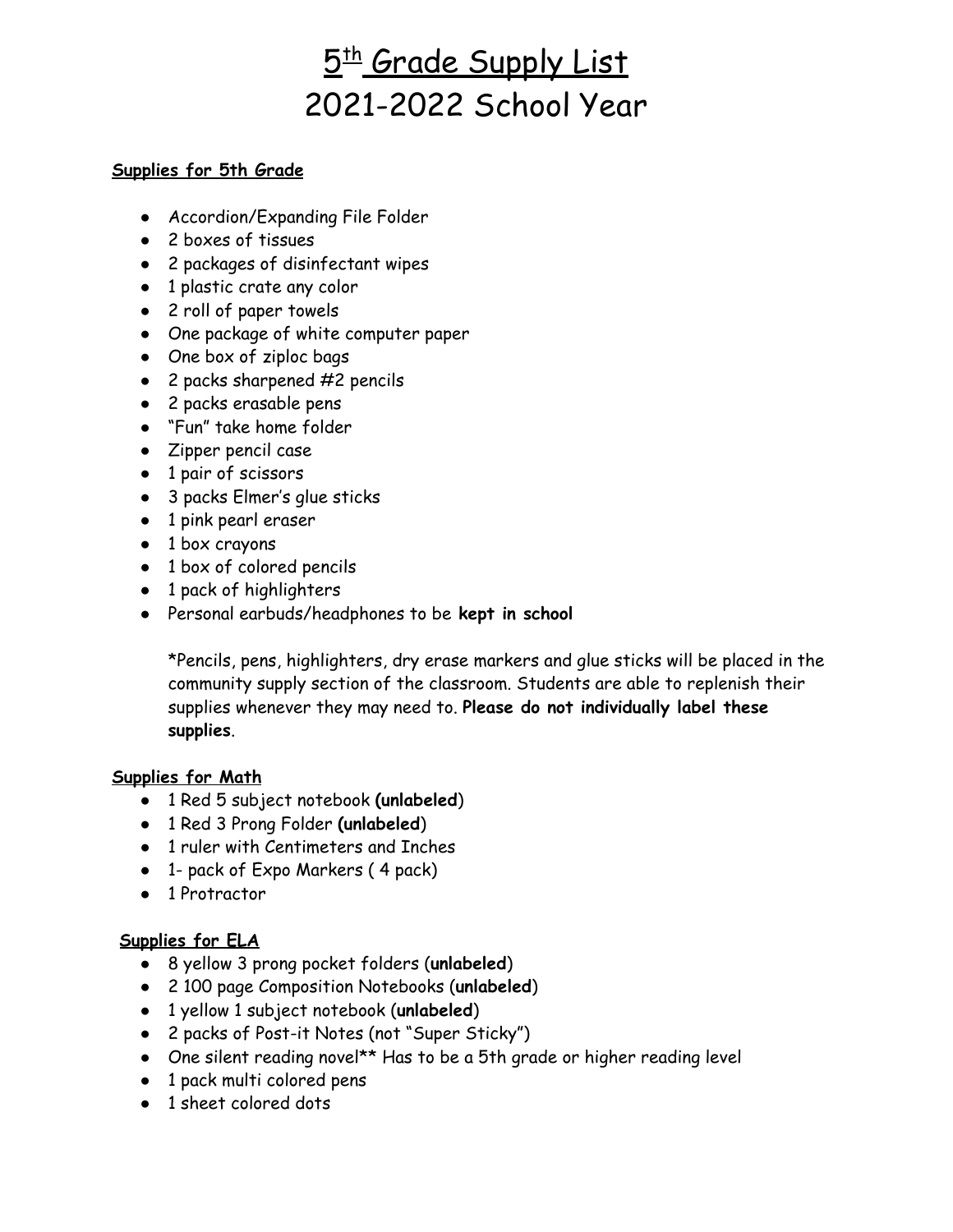# 5th Grade Supply List
# 2021-2022 School Year

**Supplies for 5th Grade**

- Accordion/Expanding File Folder
- 2 boxes of tissues
- 2 packages of disinfectant wipes
- 1 plastic crate any color
- 2 roll of paper towels
- One package of white computer paper
- One box of ziploc bags
- 2 packs sharpened #2 pencils
- 2 packs erasable pens
- "Fun" take home folder
- Zipper pencil case
- 1 pair of scissors
- 3 packs Elmer's glue sticks
- 1 pink pearl eraser
- 1 box crayons
- 1 box of colored pencils
- 1 pack of highlighters
- Personal earbuds/headphones to be **kept in school**

*Pencils, pens, highlighters, dry erase markers and glue sticks will be placed in the community supply section of the classroom. Students are able to replenish their supplies whenever they may need to. **Please do not individually label these supplies**.

**Supplies for Math**

- 1 Red 5 subject notebook **(unlabeled**)
- 1 Red 3 Prong Folder **(unlabeled**)
- 1 ruler with Centimeters and Inches
- 1- pack of Expo Markers ( 4 pack)
- 1 Protractor

**Supplies for ELA**

- 8 yellow 3 prong pocket folders (**unlabeled**)
- 2 100 page Composition Notebooks (**unlabeled**)
- 1 yellow 1 subject notebook (**unlabeled**)
- 2 packs of Post-it Notes (not "Super Sticky")
- One silent reading novel** Has to be a 5th grade or higher reading level
- 1 pack multi colored pens
- 1 sheet colored dots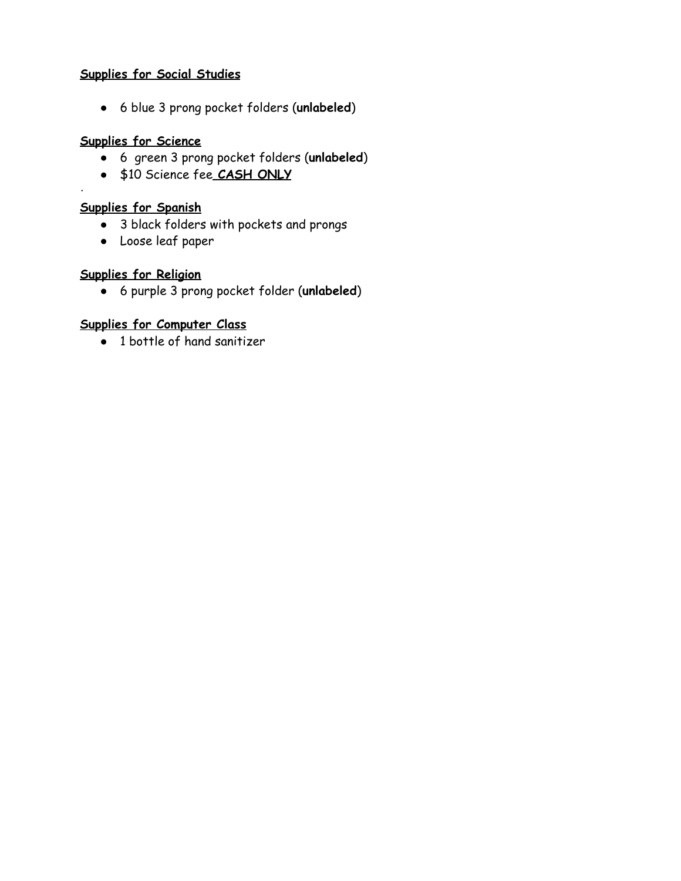**Supplies for Social Studies**

- 6 blue 3 prong pocket folders (**unlabeled**)

**Supplies for Science**

- 6 green 3 prong pocket folders (**unlabeled**)
- $10 Science fee **CASH ONLY**

**Supplies for Spanish**

- 3 black folders with pockets and prongs
- Loose leaf paper

**Supplies for Religion**

- 6 purple 3 prong pocket folder (**unlabeled**)

**Supplies for Computer Class**

- 1 bottle of hand sanitizer